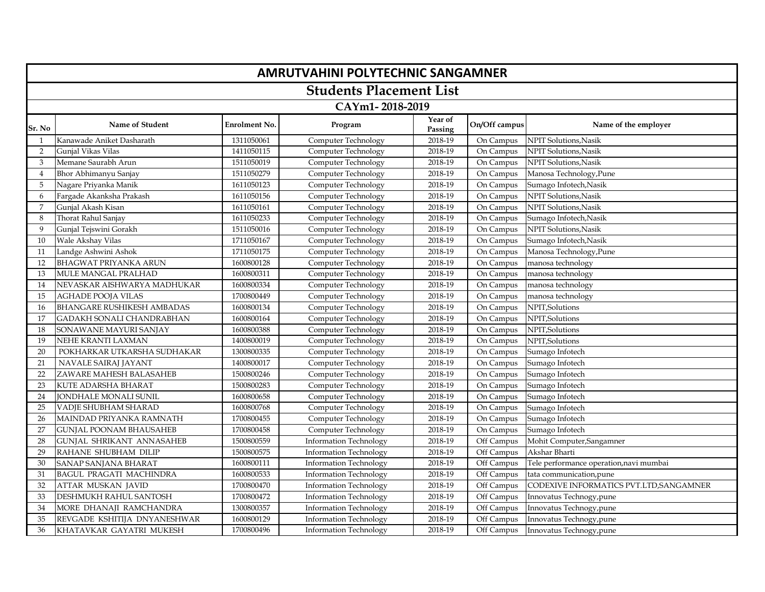# AMRUTVAHINI POLYTECHNIC SANGAMNER

## Students Placement List

### CAYm1- 2018-2019

| Sr. No | Name of Student | Enrolment No. | Program | Year of Passing | On/Off campus | Name of the employer |
|---|---|---|---|---|---|---|
| 1 | Kanawade Aniket Dasharath | 1311050061 | Computer Technology | 2018-19 | On Campus | NPIT Solutions,Nasik |
| 2 | Gunjal Vikas Vilas | 1411050115 | Computer Technology | 2018-19 | On Campus | NPIT Solutions,Nasik |
| 3 | Memane Saurabh Arun | 1511050019 | Computer Technology | 2018-19 | On Campus | NPIT Solutions,Nasik |
| 4 | Bhor Abhimanyu Sanjay | 1511050279 | Computer Technology | 2018-19 | On Campus | Manosa Technology,Pune |
| 5 | Nagare Priyanka Manik | 1611050123 | Computer Technology | 2018-19 | On Campus | Sumago Infotech,Nasik |
| 6 | Fargade Akanksha Prakash | 1611050156 | Computer Technology | 2018-19 | On Campus | NPIT Solutions,Nasik |
| 7 | Gunjal Akash Kisan | 1611050161 | Computer Technology | 2018-19 | On Campus | NPIT Solutions,Nasik |
| 8 | Thorat Rahul Sanjay | 1611050233 | Computer Technology | 2018-19 | On Campus | Sumago Infotech,Nasik |
| 9 | Gunjal Tejswini Gorakh | 1511050016 | Computer Technology | 2018-19 | On Campus | NPIT Solutions,Nasik |
| 10 | Wale Akshay Vilas | 1711050167 | Computer Technology | 2018-19 | On Campus | Sumago Infotech,Nasik |
| 11 | Landge Ashwini Ashok | 1711050175 | Computer Technology | 2018-19 | On Campus | Manosa Technology,Pune |
| 12 | BHAGWAT PRIYANKA ARUN | 1600800128 | Computer Technology | 2018-19 | On Campus | manosa technology |
| 13 | MULE MANGAL PRALHAD | 1600800311 | Computer Technology | 2018-19 | On Campus | manosa technology |
| 14 | NEVASKAR AISHWARYA MADHUKAR | 1600800334 | Computer Technology | 2018-19 | On Campus | manosa technology |
| 15 | AGHADE POOJA VILAS | 1700800449 | Computer Technology | 2018-19 | On Campus | manosa technology |
| 16 | BHANGARE RUSHIKESH AMBADAS | 1600800134 | Computer Technology | 2018-19 | On Campus | NPIT,Solutions |
| 17 | GADAKH SONALI CHANDRABHAN | 1600800164 | Computer Technology | 2018-19 | On Campus | NPIT,Solutions |
| 18 | SONAWANE MAYURI SANJAY | 1600800388 | Computer Technology | 2018-19 | On Campus | NPIT,Solutions |
| 19 | NEHE KRANTI LAXMAN | 1400800019 | Computer Technology | 2018-19 | On Campus | NPIT,Solutions |
| 20 | POKHARKAR UTKARSHA SUDHAKAR | 1300800335 | Computer Technology | 2018-19 | On Campus | Sumago Infotech |
| 21 | NAVALE SAIRAJ JAYANT | 1400800017 | Computer Technology | 2018-19 | On Campus | Sumago Infotech |
| 22 | ZAWARE MAHESH BALASAHEB | 1500800246 | Computer Technology | 2018-19 | On Campus | Sumago Infotech |
| 23 | KUTE ADARSHA BHARAT | 1500800283 | Computer Technology | 2018-19 | On Campus | Sumago Infotech |
| 24 | JONDHALE MONALI SUNIL | 1600800658 | Computer Technology | 2018-19 | On Campus | Sumago Infotech |
| 25 | VADJE SHUBHAM SHARAD | 1600800768 | Computer Technology | 2018-19 | On Campus | Sumago Infotech |
| 26 | MAINDAD PRIYANKA RAMNATH | 1700800455 | Computer Technology | 2018-19 | On Campus | Sumago Infotech |
| 27 | GUNJAL POONAM BHAUSAHEB | 1700800458 | Computer Technology | 2018-19 | On Campus | Sumago Infotech |
| 28 | GUNJAL SHRIKANT ANNASAHEB | 1500800559 | Information Technology | 2018-19 | Off Campus | Mohit Computer,Sangamner |
| 29 | RAHANE SHUBHAM DILIP | 1500800575 | Information Technology | 2018-19 | Off Campus | Akshar Bharti |
| 30 | SANAP SANJANA BHARAT | 1600800111 | Information Technology | 2018-19 | Off Campus | Tele performance operation,navi mumbai |
| 31 | BAGUL PRAGATI MACHINDRA | 1600800533 | Information Technology | 2018-19 | Off Campus | tata communication,pune |
| 32 | ATTAR MUSKAN JAVID | 1700800470 | Information Technology | 2018-19 | Off Campus | CODEXIVE INFORMATICS PVT.LTD,SANGAMNER |
| 33 | DESHMUKH RAHUL SANTOSH | 1700800472 | Information Technology | 2018-19 | Off Campus | Innovatus Technogy,pune |
| 34 | MORE DHANAJI RAMCHANDRA | 1300800357 | Information Technology | 2018-19 | Off Campus | Innovatus Technogy,pune |
| 35 | REVGADE KSHITIJA DNYANESHWAR | 1600800129 | Information Technology | 2018-19 | Off Campus | Innovatus Technogy,pune |
| 36 | KHATAVKAR GAYATRI MUKESH | 1700800496 | Information Technology | 2018-19 | Off Campus | Innovatus Technogy,pune |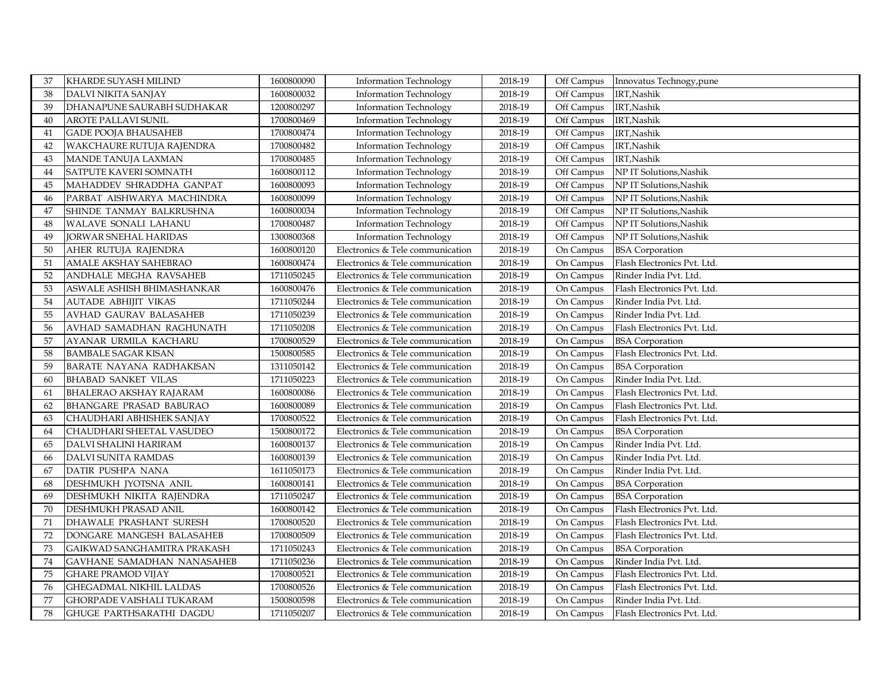| 37 | KHARDE SUYASH MILIND | 1600800090 | Information Technology | 2018-19 | Off Campus | Innovatus Technogy,pune |
|---|---|---|---|---|---|---|
| 38 | DALVI NIKITA SANJAY | 1600800032 | Information Technology | 2018-19 | Off Campus | IRT,Nashik |
| 39 | DHANAPUNE SAURABH SUDHAKAR | 1200800297 | Information Technology | 2018-19 | Off Campus | IRT,Nashik |
| 40 | AROTE PALLAVI SUNIL | 1700800469 | Information Technology | 2018-19 | Off Campus | IRT,Nashik |
| 41 | GADE POOJA BHAUSAHEB | 1700800474 | Information Technology | 2018-19 | Off Campus | IRT,Nashik |
| 42 | WAKCHAURE RUTUJA RAJENDRA | 1700800482 | Information Technology | 2018-19 | Off Campus | IRT,Nashik |
| 43 | MANDE TANUJA LAXMAN | 1700800485 | Information Technology | 2018-19 | Off Campus | IRT,Nashik |
| 44 | SATPUTE KAVERI SOMNATH | 1600800112 | Information Technology | 2018-19 | Off Campus | NP IT Solutions,Nashik |
| 45 | MAHADDEV SHRADDHA GANPAT | 1600800093 | Information Technology | 2018-19 | Off Campus | NP IT Solutions,Nashik |
| 46 | PARBAT AISHWARYA MACHINDRA | 1600800099 | Information Technology | 2018-19 | Off Campus | NP IT Solutions,Nashik |
| 47 | SHINDE TANMAY BALKRUSHNA | 1600800034 | Information Technology | 2018-19 | Off Campus | NP IT Solutions,Nashik |
| 48 | WALAVE SONALI LAHANU | 1700800487 | Information Technology | 2018-19 | Off Campus | NP IT Solutions,Nashik |
| 49 | JORWAR SNEHAL HARIDAS | 1300800368 | Information Technology | 2018-19 | Off Campus | NP IT Solutions,Nashik |
| 50 | AHER RUTUJA RAJENDRA | 1600800120 | Electronics & Tele communication | 2018-19 | On Campus | BSA Corporation |
| 51 | AMALE AKSHAY SAHEBRAO | 1600800474 | Electronics & Tele communication | 2018-19 | On Campus | Flash Electronics Pvt. Ltd. |
| 52 | ANDHALE MEGHA RAVSAHEB | 1711050245 | Electronics & Tele communication | 2018-19 | On Campus | Rinder India Pvt. Ltd. |
| 53 | ASWALE ASHISH BHIMASHANKAR | 1600800476 | Electronics & Tele communication | 2018-19 | On Campus | Flash Electronics Pvt. Ltd. |
| 54 | AUTADE ABHIJIT VIKAS | 1711050244 | Electronics & Tele communication | 2018-19 | On Campus | Rinder India Pvt. Ltd. |
| 55 | AVHAD GAURAV BALASAHEB | 1711050239 | Electronics & Tele communication | 2018-19 | On Campus | Rinder India Pvt. Ltd. |
| 56 | AVHAD SAMADHAN RAGHUNATH | 1711050208 | Electronics & Tele communication | 2018-19 | On Campus | Flash Electronics Pvt. Ltd. |
| 57 | AYANAR URMILA KACHARU | 1700800529 | Electronics & Tele communication | 2018-19 | On Campus | BSA Corporation |
| 58 | BAMBALE SAGAR KISAN | 1500800585 | Electronics & Tele communication | 2018-19 | On Campus | Flash Electronics Pvt. Ltd. |
| 59 | BARATE NAYANA RADHAKISAN | 1311050142 | Electronics & Tele communication | 2018-19 | On Campus | BSA Corporation |
| 60 | BHABAD SANKET VILAS | 1711050223 | Electronics & Tele communication | 2018-19 | On Campus | Rinder India Pvt. Ltd. |
| 61 | BHALERAO AKSHAY RAJARAM | 1600800086 | Electronics & Tele communication | 2018-19 | On Campus | Flash Electronics Pvt. Ltd. |
| 62 | BHANGARE PRASAD BABURAO | 1600800089 | Electronics & Tele communication | 2018-19 | On Campus | Flash Electronics Pvt. Ltd. |
| 63 | CHAUDHARI ABHISHEK SANJAY | 1700800522 | Electronics & Tele communication | 2018-19 | On Campus | Flash Electronics Pvt. Ltd. |
| 64 | CHAUDHARI SHEETAL VASUDEO | 1500800172 | Electronics & Tele communication | 2018-19 | On Campus | BSA Corporation |
| 65 | DALVI SHALINI HARIRAM | 1600800137 | Electronics & Tele communication | 2018-19 | On Campus | Rinder India Pvt. Ltd. |
| 66 | DALVI SUNITA RAMDAS | 1600800139 | Electronics & Tele communication | 2018-19 | On Campus | Rinder India Pvt. Ltd. |
| 67 | DATIR PUSHPA NANA | 1611050173 | Electronics & Tele communication | 2018-19 | On Campus | Rinder India Pvt. Ltd. |
| 68 | DESHMUKH JYOTSNA ANIL | 1600800141 | Electronics & Tele communication | 2018-19 | On Campus | BSA Corporation |
| 69 | DESHMUKH NIKITA RAJENDRA | 1711050247 | Electronics & Tele communication | 2018-19 | On Campus | BSA Corporation |
| 70 | DESHMUKH PRASAD ANIL | 1600800142 | Electronics & Tele communication | 2018-19 | On Campus | Flash Electronics Pvt. Ltd. |
| 71 | DHAWALE PRASHANT SURESH | 1700800520 | Electronics & Tele communication | 2018-19 | On Campus | Flash Electronics Pvt. Ltd. |
| 72 | DONGARE MANGESH BALASAHEB | 1700800509 | Electronics & Tele communication | 2018-19 | On Campus | Flash Electronics Pvt. Ltd. |
| 73 | GAIKWAD SANGHAMITRA PRAKASH | 1711050243 | Electronics & Tele communication | 2018-19 | On Campus | BSA Corporation |
| 74 | GAVHANE SAMADHAN NANASAHEB | 1711050236 | Electronics & Tele communication | 2018-19 | On Campus | Rinder India Pvt. Ltd. |
| 75 | GHARE PRAMOD VIJAY | 1700800521 | Electronics & Tele communication | 2018-19 | On Campus | Flash Electronics Pvt. Ltd. |
| 76 | GHEGADMAL NIKHIL LALDAS | 1700800526 | Electronics & Tele communication | 2018-19 | On Campus | Flash Electronics Pvt. Ltd. |
| 77 | GHORPADE VAISHALI TUKARAM | 1500800598 | Electronics & Tele communication | 2018-19 | On Campus | Rinder India Pvt. Ltd. |
| 78 | GHUGE PARTHSARATHI DAGDU | 1711050207 | Electronics & Tele communication | 2018-19 | On Campus | Flash Electronics Pvt. Ltd. |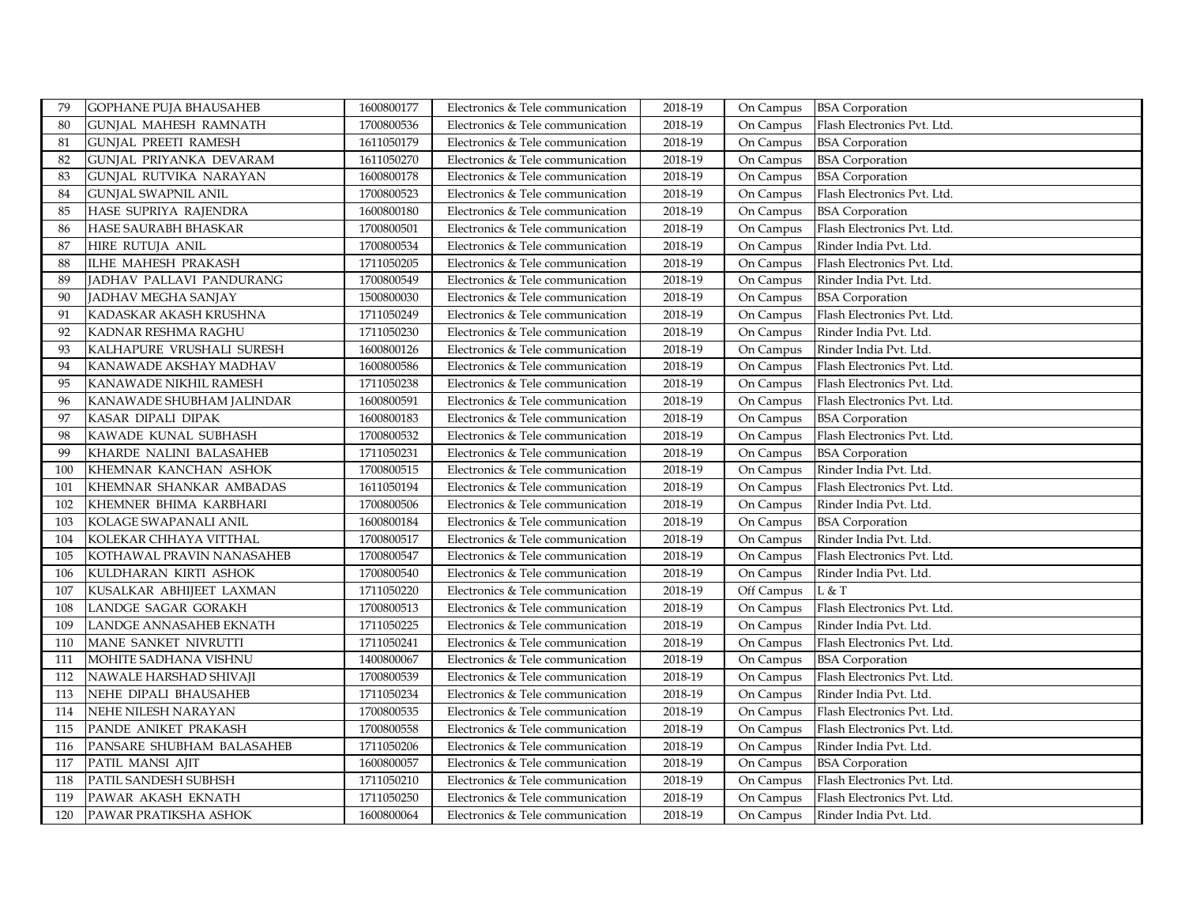| 79 | GOPHANE PUJA BHAUSAHEB | 1600800177 | Electronics & Tele communication | 2018-19 | On Campus | BSA Corporation |
|---|---|---|---|---|---|---|
| 80 | GUNJAL MAHESH RAMNATH | 1700800536 | Electronics & Tele communication | 2018-19 | On Campus | Flash Electronics Pvt. Ltd. |
| 81 | GUNJAL PREETI RAMESH | 1611050179 | Electronics & Tele communication | 2018-19 | On Campus | BSA Corporation |
| 82 | GUNJAL PRIYANKA DEVARAM | 1611050270 | Electronics & Tele communication | 2018-19 | On Campus | BSA Corporation |
| 83 | GUNJAL RUTVIKA NARAYAN | 1600800178 | Electronics & Tele communication | 2018-19 | On Campus | BSA Corporation |
| 84 | GUNJAL SWAPNIL ANIL | 1700800523 | Electronics & Tele communication | 2018-19 | On Campus | Flash Electronics Pvt. Ltd. |
| 85 | HASE SUPRIYA RAJENDRA | 1600800180 | Electronics & Tele communication | 2018-19 | On Campus | BSA Corporation |
| 86 | HASE SAURABH BHASKAR | 1700800501 | Electronics & Tele communication | 2018-19 | On Campus | Flash Electronics Pvt. Ltd. |
| 87 | HIRE RUTUJA ANIL | 1700800534 | Electronics & Tele communication | 2018-19 | On Campus | Rinder India Pvt. Ltd. |
| 88 | ILHE MAHESH PRAKASH | 1711050205 | Electronics & Tele communication | 2018-19 | On Campus | Flash Electronics Pvt. Ltd. |
| 89 | JADHAV PALLAVI PANDURANG | 1700800549 | Electronics & Tele communication | 2018-19 | On Campus | Rinder India Pvt. Ltd. |
| 90 | JADHAV MEGHA SANJAY | 1500800030 | Electronics & Tele communication | 2018-19 | On Campus | BSA Corporation |
| 91 | KADASKAR AKASH KRUSHNA | 1711050249 | Electronics & Tele communication | 2018-19 | On Campus | Flash Electronics Pvt. Ltd. |
| 92 | KADNAR RESHMA RAGHU | 1711050230 | Electronics & Tele communication | 2018-19 | On Campus | Rinder India Pvt. Ltd. |
| 93 | KALHAPURE VRUSHALI SURESH | 1600800126 | Electronics & Tele communication | 2018-19 | On Campus | Rinder India Pvt. Ltd. |
| 94 | KANAWADE AKSHAY MADHAV | 1600800586 | Electronics & Tele communication | 2018-19 | On Campus | Flash Electronics Pvt. Ltd. |
| 95 | KANAWADE NIKHIL RAMESH | 1711050238 | Electronics & Tele communication | 2018-19 | On Campus | Flash Electronics Pvt. Ltd. |
| 96 | KANAWADE SHUBHAM JALINDAR | 1600800591 | Electronics & Tele communication | 2018-19 | On Campus | Flash Electronics Pvt. Ltd. |
| 97 | KASAR DIPALI DIPAK | 1600800183 | Electronics & Tele communication | 2018-19 | On Campus | BSA Corporation |
| 98 | KAWADE KUNAL SUBHASH | 1700800532 | Electronics & Tele communication | 2018-19 | On Campus | Flash Electronics Pvt. Ltd. |
| 99 | KHARDE NALINI BALASAHEB | 1711050231 | Electronics & Tele communication | 2018-19 | On Campus | BSA Corporation |
| 100 | KHEMNAR KANCHAN ASHOK | 1700800515 | Electronics & Tele communication | 2018-19 | On Campus | Rinder India Pvt. Ltd. |
| 101 | KHEMNAR SHANKAR AMBADAS | 1611050194 | Electronics & Tele communication | 2018-19 | On Campus | Flash Electronics Pvt. Ltd. |
| 102 | KHEMNER BHIMA KARBHARI | 1700800506 | Electronics & Tele communication | 2018-19 | On Campus | Rinder India Pvt. Ltd. |
| 103 | KOLAGE SWAPANALI ANIL | 1600800184 | Electronics & Tele communication | 2018-19 | On Campus | BSA Corporation |
| 104 | KOLEKAR CHHAYA VITTHAL | 1700800517 | Electronics & Tele communication | 2018-19 | On Campus | Rinder India Pvt. Ltd. |
| 105 | KOTHAWAL PRAVIN NANASAHEB | 1700800547 | Electronics & Tele communication | 2018-19 | On Campus | Flash Electronics Pvt. Ltd. |
| 106 | KULDHARAN KIRTI ASHOK | 1700800540 | Electronics & Tele communication | 2018-19 | On Campus | Rinder India Pvt. Ltd. |
| 107 | KUSALKAR ABHIJEET LAXMAN | 1711050220 | Electronics & Tele communication | 2018-19 | Off Campus | L & T |
| 108 | LANDGE SAGAR GORAKH | 1700800513 | Electronics & Tele communication | 2018-19 | On Campus | Flash Electronics Pvt. Ltd. |
| 109 | LANDGE ANNASAHEB EKNATH | 1711050225 | Electronics & Tele communication | 2018-19 | On Campus | Rinder India Pvt. Ltd. |
| 110 | MANE SANKET NIVRUTTI | 1711050241 | Electronics & Tele communication | 2018-19 | On Campus | Flash Electronics Pvt. Ltd. |
| 111 | MOHITE SADHANA VISHNU | 1400800067 | Electronics & Tele communication | 2018-19 | On Campus | BSA Corporation |
| 112 | NAWALE HARSHAD SHIVAJI | 1700800539 | Electronics & Tele communication | 2018-19 | On Campus | Flash Electronics Pvt. Ltd. |
| 113 | NEHE DIPALI BHAUSAHEB | 1711050234 | Electronics & Tele communication | 2018-19 | On Campus | Rinder India Pvt. Ltd. |
| 114 | NEHE NILESH NARAYAN | 1700800535 | Electronics & Tele communication | 2018-19 | On Campus | Flash Electronics Pvt. Ltd. |
| 115 | PANDE ANIKET PRAKASH | 1700800558 | Electronics & Tele communication | 2018-19 | On Campus | Flash Electronics Pvt. Ltd. |
| 116 | PANSARE SHUBHAM BALASAHEB | 1711050206 | Electronics & Tele communication | 2018-19 | On Campus | Rinder India Pvt. Ltd. |
| 117 | PATIL MANSI AJIT | 1600800057 | Electronics & Tele communication | 2018-19 | On Campus | BSA Corporation |
| 118 | PATIL SANDESH SUBHSH | 1711050210 | Electronics & Tele communication | 2018-19 | On Campus | Flash Electronics Pvt. Ltd. |
| 119 | PAWAR AKASH EKNATH | 1711050250 | Electronics & Tele communication | 2018-19 | On Campus | Flash Electronics Pvt. Ltd. |
| 120 | PAWAR PRATIKSHA ASHOK | 1600800064 | Electronics & Tele communication | 2018-19 | On Campus | Rinder India Pvt. Ltd. |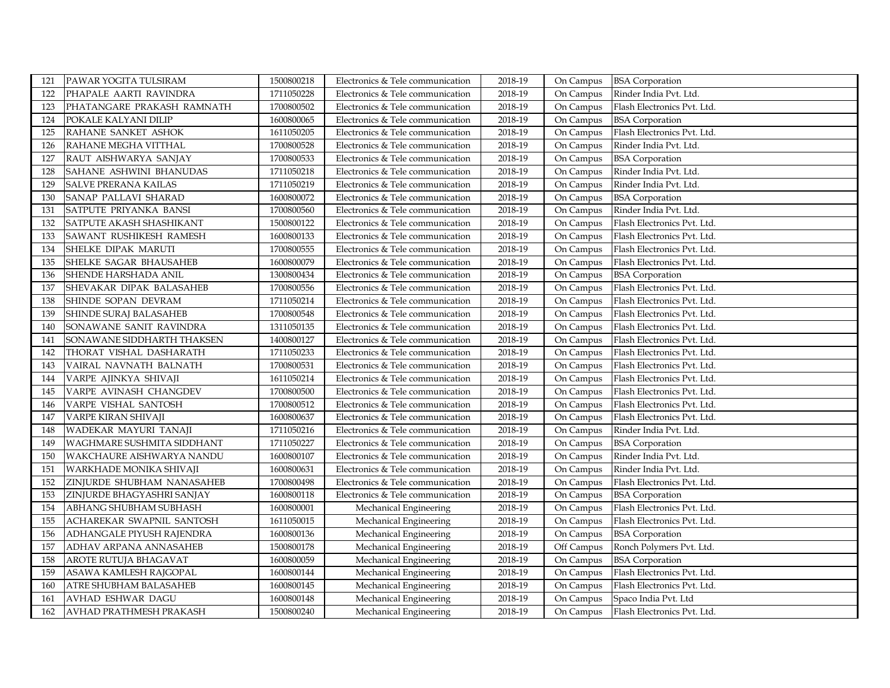| 121 | PAWAR YOGITA TULSIRAM | 1500800218 | Electronics & Tele communication | 2018-19 | On Campus | BSA Corporation |
|---|---|---|---|---|---|---|
| 122 | PHAPALE AARTI RAVINDRA | 1711050228 | Electronics & Tele communication | 2018-19 | On Campus | Rinder India Pvt. Ltd. |
| 123 | PHATANGARE PRAKASH RAMNATH | 1700800502 | Electronics & Tele communication | 2018-19 | On Campus | Flash Electronics Pvt. Ltd. |
| 124 | POKALE KALYANI DILIP | 1600800065 | Electronics & Tele communication | 2018-19 | On Campus | BSA Corporation |
| 125 | RAHANE SANKET ASHOK | 1611050205 | Electronics & Tele communication | 2018-19 | On Campus | Flash Electronics Pvt. Ltd. |
| 126 | RAHANE MEGHA VITTHAL | 1700800528 | Electronics & Tele communication | 2018-19 | On Campus | Rinder India Pvt. Ltd. |
| 127 | RAUT AISHWARYA SANJAY | 1700800533 | Electronics & Tele communication | 2018-19 | On Campus | BSA Corporation |
| 128 | SAHANE ASHWINI BHANUDAS | 1711050218 | Electronics & Tele communication | 2018-19 | On Campus | Rinder India Pvt. Ltd. |
| 129 | SALVE PRERANA KAILAS | 1711050219 | Electronics & Tele communication | 2018-19 | On Campus | Rinder India Pvt. Ltd. |
| 130 | SANAP PALLAVI SHARAD | 1600800072 | Electronics & Tele communication | 2018-19 | On Campus | BSA Corporation |
| 131 | SATPUTE PRIYANKA BANSI | 1700800560 | Electronics & Tele communication | 2018-19 | On Campus | Rinder India Pvt. Ltd. |
| 132 | SATPUTE AKASH SHASHIKANT | 1500800122 | Electronics & Tele communication | 2018-19 | On Campus | Flash Electronics Pvt. Ltd. |
| 133 | SAWANT RUSHIKESH RAMESH | 1600800133 | Electronics & Tele communication | 2018-19 | On Campus | Flash Electronics Pvt. Ltd. |
| 134 | SHELKE DIPAK MARUTI | 1700800555 | Electronics & Tele communication | 2018-19 | On Campus | Flash Electronics Pvt. Ltd. |
| 135 | SHELKE SAGAR BHAUSAHEB | 1600800079 | Electronics & Tele communication | 2018-19 | On Campus | Flash Electronics Pvt. Ltd. |
| 136 | SHENDE HARSHADA ANIL | 1300800434 | Electronics & Tele communication | 2018-19 | On Campus | BSA Corporation |
| 137 | SHEVAKAR DIPAK BALASAHEB | 1700800556 | Electronics & Tele communication | 2018-19 | On Campus | Flash Electronics Pvt. Ltd. |
| 138 | SHINDE SOPAN DEVRAM | 1711050214 | Electronics & Tele communication | 2018-19 | On Campus | Flash Electronics Pvt. Ltd. |
| 139 | SHINDE SURAJ BALASAHEB | 1700800548 | Electronics & Tele communication | 2018-19 | On Campus | Flash Electronics Pvt. Ltd. |
| 140 | SONAWANE SANIT RAVINDRA | 1311050135 | Electronics & Tele communication | 2018-19 | On Campus | Flash Electronics Pvt. Ltd. |
| 141 | SONAWANE SIDDHARTH THAKSEN | 1400800127 | Electronics & Tele communication | 2018-19 | On Campus | Flash Electronics Pvt. Ltd. |
| 142 | THORAT VISHAL DASHARATH | 1711050233 | Electronics & Tele communication | 2018-19 | On Campus | Flash Electronics Pvt. Ltd. |
| 143 | VAIRAL NAVNATH BALNATH | 1700800531 | Electronics & Tele communication | 2018-19 | On Campus | Flash Electronics Pvt. Ltd. |
| 144 | VARPE AJINKYA SHIVAJI | 1611050214 | Electronics & Tele communication | 2018-19 | On Campus | Flash Electronics Pvt. Ltd. |
| 145 | VARPE AVINASH CHANGDEV | 1700800500 | Electronics & Tele communication | 2018-19 | On Campus | Flash Electronics Pvt. Ltd. |
| 146 | VARPE VISHAL SANTOSH | 1700800512 | Electronics & Tele communication | 2018-19 | On Campus | Flash Electronics Pvt. Ltd. |
| 147 | VARPE KIRAN SHIVAJI | 1600800637 | Electronics & Tele communication | 2018-19 | On Campus | Flash Electronics Pvt. Ltd. |
| 148 | WADEKAR MAYURI TANAJI | 1711050216 | Electronics & Tele communication | 2018-19 | On Campus | Rinder India Pvt. Ltd. |
| 149 | WAGHMARE SUSHMITA SIDDHANT | 1711050227 | Electronics & Tele communication | 2018-19 | On Campus | BSA Corporation |
| 150 | WAKCHAURE AISHWARYA NANDU | 1600800107 | Electronics & Tele communication | 2018-19 | On Campus | Rinder India Pvt. Ltd. |
| 151 | WARKHADE MONIKA SHIVAJI | 1600800631 | Electronics & Tele communication | 2018-19 | On Campus | Rinder India Pvt. Ltd. |
| 152 | ZINJURDE SHUBHAM NANASAHEB | 1700800498 | Electronics & Tele communication | 2018-19 | On Campus | Flash Electronics Pvt. Ltd. |
| 153 | ZINJURDE BHAGYASHRI SANJAY | 1600800118 | Electronics & Tele communication | 2018-19 | On Campus | BSA Corporation |
| 154 | ABHANG SHUBHAM SUBHASH | 1600800001 | Mechanical Engineering | 2018-19 | On Campus | Flash Electronics Pvt. Ltd. |
| 155 | ACHAREKAR SWAPNIL SANTOSH | 1611050015 | Mechanical Engineering | 2018-19 | On Campus | Flash Electronics Pvt. Ltd. |
| 156 | ADHANGALE PIYUSH RAJENDRA | 1600800136 | Mechanical Engineering | 2018-19 | On Campus | BSA Corporation |
| 157 | ADHAV ARPANA ANNASAHEB | 1500800178 | Mechanical Engineering | 2018-19 | Off Campus | Ronch Polymers Pvt. Ltd. |
| 158 | AROTE RUTUJA BHAGAVAT | 1600800059 | Mechanical Engineering | 2018-19 | On Campus | BSA Corporation |
| 159 | ASAWA KAMLESH RAJGOPAL | 1600800144 | Mechanical Engineering | 2018-19 | On Campus | Flash Electronics Pvt. Ltd. |
| 160 | ATRE SHUBHAM BALASAHEB | 1600800145 | Mechanical Engineering | 2018-19 | On Campus | Flash Electronics Pvt. Ltd. |
| 161 | AVHAD ESHWAR DAGU | 1600800148 | Mechanical Engineering | 2018-19 | On Campus | Spaco India Pvt. Ltd |
| 162 | AVHAD PRATHMESH PRAKASH | 1500800240 | Mechanical Engineering | 2018-19 | On Campus | Flash Electronics Pvt. Ltd. |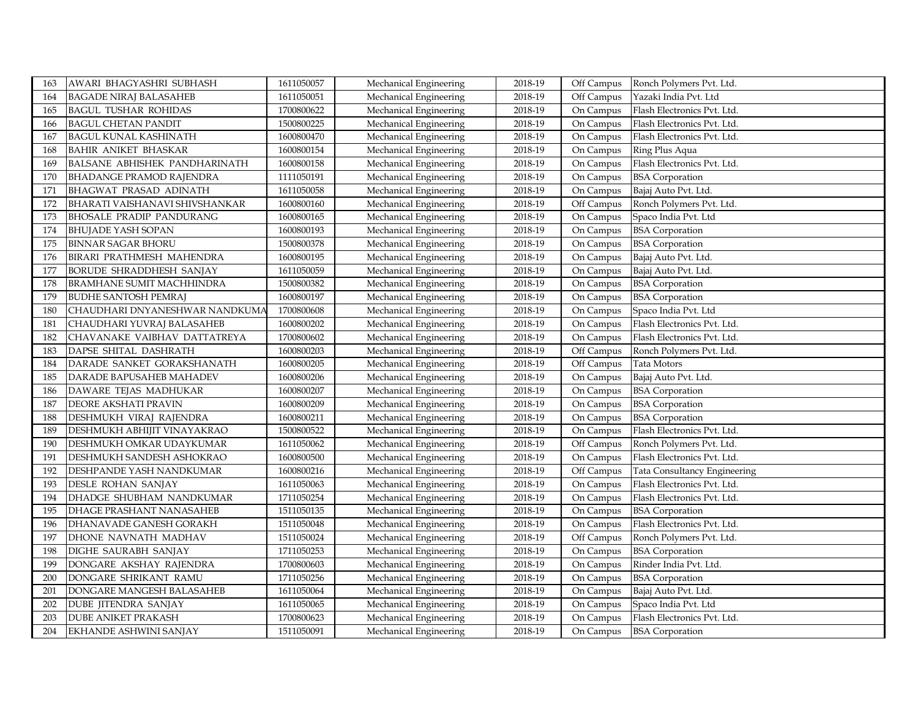| 163 | AWARI BHAGYASHRI SUBHASH | 1611050057 | Mechanical Engineering | 2018-19 | Off Campus | Ronch Polymers Pvt. Ltd. |
|---|---|---|---|---|---|---|
| 164 | BAGADE NIRAJ BALASAHEB | 1611050051 | Mechanical Engineering | 2018-19 | Off Campus | Yazaki India Pvt. Ltd |
| 165 | BAGUL TUSHAR ROHIDAS | 1700800622 | Mechanical Engineering | 2018-19 | On Campus | Flash Electronics Pvt. Ltd. |
| 166 | BAGUL CHETAN PANDIT | 1500800225 | Mechanical Engineering | 2018-19 | On Campus | Flash Electronics Pvt. Ltd. |
| 167 | BAGUL KUNAL KASHINATH | 1600800470 | Mechanical Engineering | 2018-19 | On Campus | Flash Electronics Pvt. Ltd. |
| 168 | BAHIR ANIKET BHASKAR | 1600800154 | Mechanical Engineering | 2018-19 | On Campus | Ring Plus Aqua |
| 169 | BALSANE ABHISHEK PANDHARINATH | 1600800158 | Mechanical Engineering | 2018-19 | On Campus | Flash Electronics Pvt. Ltd. |
| 170 | BHADANGE PRAMOD RAJENDRA | 1111050191 | Mechanical Engineering | 2018-19 | On Campus | BSA Corporation |
| 171 | BHAGWAT PRASAD ADINATH | 1611050058 | Mechanical Engineering | 2018-19 | On Campus | Bajaj Auto Pvt. Ltd. |
| 172 | BHARATI VAISHANAVI SHIVSHANKAR | 1600800160 | Mechanical Engineering | 2018-19 | Off Campus | Ronch Polymers Pvt. Ltd. |
| 173 | BHOSALE PRADIP PANDURANG | 1600800165 | Mechanical Engineering | 2018-19 | On Campus | Spaco India Pvt. Ltd |
| 174 | BHUJADE YASH SOPAN | 1600800193 | Mechanical Engineering | 2018-19 | On Campus | BSA Corporation |
| 175 | BINNAR SAGAR BHORU | 1500800378 | Mechanical Engineering | 2018-19 | On Campus | BSA Corporation |
| 176 | BIRARI PRATHMESH MAHENDRA | 1600800195 | Mechanical Engineering | 2018-19 | On Campus | Bajaj Auto Pvt. Ltd. |
| 177 | BORUDE SHRADDHESH SANJAY | 1611050059 | Mechanical Engineering | 2018-19 | On Campus | Bajaj Auto Pvt. Ltd. |
| 178 | BRAMHANE SUMIT MACHHINDRA | 1500800382 | Mechanical Engineering | 2018-19 | On Campus | BSA Corporation |
| 179 | BUDHE SANTOSH PEMRAJ | 1600800197 | Mechanical Engineering | 2018-19 | On Campus | BSA Corporation |
| 180 | CHAUDHARI DNYANESHWAR NANDKUMA | 1700800608 | Mechanical Engineering | 2018-19 | On Campus | Spaco India Pvt. Ltd |
| 181 | CHAUDHARI YUVRAJ BALASAHEB | 1600800202 | Mechanical Engineering | 2018-19 | On Campus | Flash Electronics Pvt. Ltd. |
| 182 | CHAVANAKE VAIBHAV DATTATREYA | 1700800602 | Mechanical Engineering | 2018-19 | On Campus | Flash Electronics Pvt. Ltd. |
| 183 | DAPSE SHITAL DASHRATH | 1600800203 | Mechanical Engineering | 2018-19 | Off Campus | Ronch Polymers Pvt. Ltd. |
| 184 | DARADE SANKET GORAKSHANATH | 1600800205 | Mechanical Engineering | 2018-19 | Off Campus | Tata Motors |
| 185 | DARADE BAPUSAHEB MAHADEV | 1600800206 | Mechanical Engineering | 2018-19 | On Campus | Bajaj Auto Pvt. Ltd. |
| 186 | DAWARE TEJAS MADHUKAR | 1600800207 | Mechanical Engineering | 2018-19 | On Campus | BSA Corporation |
| 187 | DEORE AKSHATI PRAVIN | 1600800209 | Mechanical Engineering | 2018-19 | On Campus | BSA Corporation |
| 188 | DESHMUKH VIRAJ RAJENDRA | 1600800211 | Mechanical Engineering | 2018-19 | On Campus | BSA Corporation |
| 189 | DESHMUKH ABHIJIT VINAYAKRAO | 1500800522 | Mechanical Engineering | 2018-19 | On Campus | Flash Electronics Pvt. Ltd. |
| 190 | DESHMUKH OMKAR UDAYKUMAR | 1611050062 | Mechanical Engineering | 2018-19 | Off Campus | Ronch Polymers Pvt. Ltd. |
| 191 | DESHMUKH SANDESH ASHOKRAO | 1600800500 | Mechanical Engineering | 2018-19 | On Campus | Flash Electronics Pvt. Ltd. |
| 192 | DESHPANDE YASH NANDKUMAR | 1600800216 | Mechanical Engineering | 2018-19 | Off Campus | Tata Consultancy Engineering |
| 193 | DESLE ROHAN SANJAY | 1611050063 | Mechanical Engineering | 2018-19 | On Campus | Flash Electronics Pvt. Ltd. |
| 194 | DHADGE SHUBHAM NANDKUMAR | 1711050254 | Mechanical Engineering | 2018-19 | On Campus | Flash Electronics Pvt. Ltd. |
| 195 | DHAGE PRASHANT NANASAHEB | 1511050135 | Mechanical Engineering | 2018-19 | On Campus | BSA Corporation |
| 196 | DHANAVADE GANESH GORAKH | 1511050048 | Mechanical Engineering | 2018-19 | On Campus | Flash Electronics Pvt. Ltd. |
| 197 | DHONE NAVNATH MADHAV | 1511050024 | Mechanical Engineering | 2018-19 | Off Campus | Ronch Polymers Pvt. Ltd. |
| 198 | DIGHE SAURABH SANJAY | 1711050253 | Mechanical Engineering | 2018-19 | On Campus | BSA Corporation |
| 199 | DONGARE AKSHAY RAJENDRA | 1700800603 | Mechanical Engineering | 2018-19 | On Campus | Rinder India Pvt. Ltd. |
| 200 | DONGARE SHRIKANT RAMU | 1711050256 | Mechanical Engineering | 2018-19 | On Campus | BSA Corporation |
| 201 | DONGARE MANGESH BALASAHEB | 1611050064 | Mechanical Engineering | 2018-19 | On Campus | Bajaj Auto Pvt. Ltd. |
| 202 | DUBE JITENDRA SANJAY | 1611050065 | Mechanical Engineering | 2018-19 | On Campus | Spaco India Pvt. Ltd |
| 203 | DUBE ANIKET PRAKASH | 1700800623 | Mechanical Engineering | 2018-19 | On Campus | Flash Electronics Pvt. Ltd. |
| 204 | EKHANDE ASHWINI SANJAY | 1511050091 | Mechanical Engineering | 2018-19 | On Campus | BSA Corporation |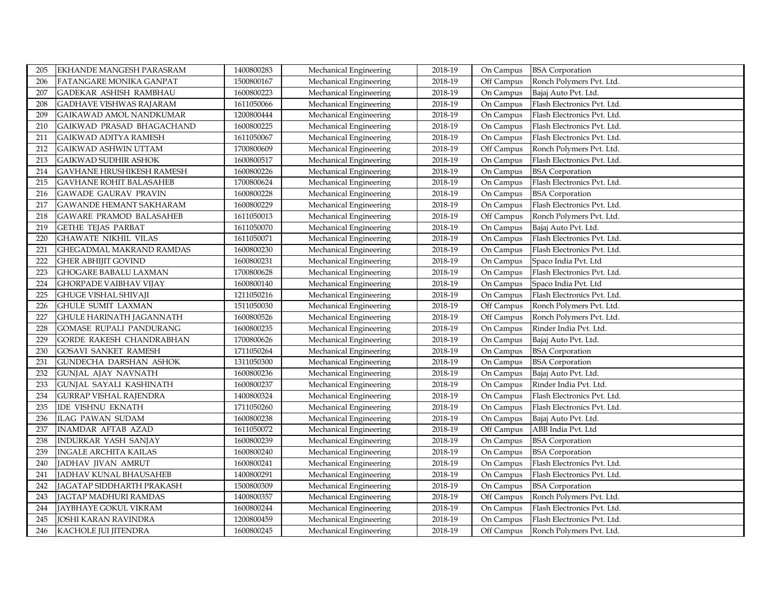| | | | | | | |
|---|---|---|---|---|---|---|
| 205 | EKHANDE MANGESH PARASRAM | 1400800283 | Mechanical Engineering | 2018-19 | On Campus | BSA Corporation |
| 206 | FATANGARE MONIKA GANPAT | 1500800167 | Mechanical Engineering | 2018-19 | Off Campus | Ronch Polymers Pvt. Ltd. |
| 207 | GADEKAR ASHISH RAMBHAU | 1600800223 | Mechanical Engineering | 2018-19 | On Campus | Bajaj Auto Pvt. Ltd. |
| 208 | GADHAVE VISHWAS RAJARAM | 1611050066 | Mechanical Engineering | 2018-19 | On Campus | Flash Electronics Pvt. Ltd. |
| 209 | GAIKAWAD AMOL NANDKUMAR | 1200800444 | Mechanical Engineering | 2018-19 | On Campus | Flash Electronics Pvt. Ltd. |
| 210 | GAIKWAD PRASAD BHAGACHAND | 1600800225 | Mechanical Engineering | 2018-19 | On Campus | Flash Electronics Pvt. Ltd. |
| 211 | GAIKWAD ADITYA RAMESH | 1611050067 | Mechanical Engineering | 2018-19 | On Campus | Flash Electronics Pvt. Ltd. |
| 212 | GAIKWAD ASHWIN UTTAM | 1700800609 | Mechanical Engineering | 2018-19 | Off Campus | Ronch Polymers Pvt. Ltd. |
| 213 | GAIKWAD SUDHIR ASHOK | 1600800517 | Mechanical Engineering | 2018-19 | On Campus | Flash Electronics Pvt. Ltd. |
| 214 | GAVHANE HRUSHIKESH RAMESH | 1600800226 | Mechanical Engineering | 2018-19 | On Campus | BSA Corporation |
| 215 | GAVHANE ROHIT BALASAHEB | 1700800624 | Mechanical Engineering | 2018-19 | On Campus | Flash Electronics Pvt. Ltd. |
| 216 | GAWADE GAURAV PRAVIN | 1600800228 | Mechanical Engineering | 2018-19 | On Campus | BSA Corporation |
| 217 | GAWANDE HEMANT SAKHARAM | 1600800229 | Mechanical Engineering | 2018-19 | On Campus | Flash Electronics Pvt. Ltd. |
| 218 | GAWARE PRAMOD BALASAHEB | 1611050013 | Mechanical Engineering | 2018-19 | Off Campus | Ronch Polymers Pvt. Ltd. |
| 219 | GETHE TEJAS PARBAT | 1611050070 | Mechanical Engineering | 2018-19 | On Campus | Bajaj Auto Pvt. Ltd. |
| 220 | GHAWATE NIKHIL VILAS | 1611050071 | Mechanical Engineering | 2018-19 | On Campus | Flash Electronics Pvt. Ltd. |
| 221 | GHEGADMAL MAKRAND RAMDAS | 1600800230 | Mechanical Engineering | 2018-19 | On Campus | Flash Electronics Pvt. Ltd. |
| 222 | GHER ABHIJIT GOVIND | 1600800231 | Mechanical Engineering | 2018-19 | On Campus | Spaco India Pvt. Ltd |
| 223 | GHOGARE BABALU LAXMAN | 1700800628 | Mechanical Engineering | 2018-19 | On Campus | Flash Electronics Pvt. Ltd. |
| 224 | GHORPADE VAIBHAV VIJAY | 1600800140 | Mechanical Engineering | 2018-19 | On Campus | Spaco India Pvt. Ltd |
| 225 | GHUGE VISHAL SHIVAJI | 1211050216 | Mechanical Engineering | 2018-19 | On Campus | Flash Electronics Pvt. Ltd. |
| 226 | GHULE SUMIT LAXMAN | 1511050030 | Mechanical Engineering | 2018-19 | Off Campus | Ronch Polymers Pvt. Ltd. |
| 227 | GHULE HARINATH JAGANNATH | 1600800526 | Mechanical Engineering | 2018-19 | Off Campus | Ronch Polymers Pvt. Ltd. |
| 228 | GOMASE RUPALI PANDURANG | 1600800235 | Mechanical Engineering | 2018-19 | On Campus | Rinder India Pvt. Ltd. |
| 229 | GORDE RAKESH CHANDRABHAN | 1700800626 | Mechanical Engineering | 2018-19 | On Campus | Bajaj Auto Pvt. Ltd. |
| 230 | GOSAVI SANKET RAMESH | 1711050264 | Mechanical Engineering | 2018-19 | On Campus | BSA Corporation |
| 231 | GUNDECHA DARSHAN ASHOK | 1311050300 | Mechanical Engineering | 2018-19 | On Campus | BSA Corporation |
| 232 | GUNJAL AJAY NAVNATH | 1600800236 | Mechanical Engineering | 2018-19 | On Campus | Bajaj Auto Pvt. Ltd. |
| 233 | GUNJAL SAYALI KASHINATH | 1600800237 | Mechanical Engineering | 2018-19 | On Campus | Rinder India Pvt. Ltd. |
| 234 | GURRAP VISHAL RAJENDRA | 1400800324 | Mechanical Engineering | 2018-19 | On Campus | Flash Electronics Pvt. Ltd. |
| 235 | IDE VISHNU EKNATH | 1711050260 | Mechanical Engineering | 2018-19 | On Campus | Flash Electronics Pvt. Ltd. |
| 236 | ILAG PAWAN SUDAM | 1600800238 | Mechanical Engineering | 2018-19 | On Campus | Bajaj Auto Pvt. Ltd. |
| 237 | INAMDAR AFTAB AZAD | 1611050072 | Mechanical Engineering | 2018-19 | Off Campus | ABB India Pvt. Ltd |
| 238 | INDURKAR YASH SANJAY | 1600800239 | Mechanical Engineering | 2018-19 | On Campus | BSA Corporation |
| 239 | INGALE ARCHITA KAILAS | 1600800240 | Mechanical Engineering | 2018-19 | On Campus | BSA Corporation |
| 240 | JADHAV JIVAN AMRUT | 1600800241 | Mechanical Engineering | 2018-19 | On Campus | Flash Electronics Pvt. Ltd. |
| 241 | JADHAV KUNAL BHAUSAHEB | 1400800291 | Mechanical Engineering | 2018-19 | On Campus | Flash Electronics Pvt. Ltd. |
| 242 | JAGATAP SIDDHARTH PRAKASH | 1500800309 | Mechanical Engineering | 2018-19 | On Campus | BSA Corporation |
| 243 | JAGTAP MADHURI RAMDAS | 1400800357 | Mechanical Engineering | 2018-19 | Off Campus | Ronch Polymers Pvt. Ltd. |
| 244 | JAYBHAYE GOKUL VIKRAM | 1600800244 | Mechanical Engineering | 2018-19 | On Campus | Flash Electronics Pvt. Ltd. |
| 245 | JOSHI KARAN RAVINDRA | 1200800459 | Mechanical Engineering | 2018-19 | On Campus | Flash Electronics Pvt. Ltd. |
| 246 | KACHOLE JUI JITENDRA | 1600800245 | Mechanical Engineering | 2018-19 | Off Campus | Ronch Polymers Pvt. Ltd. |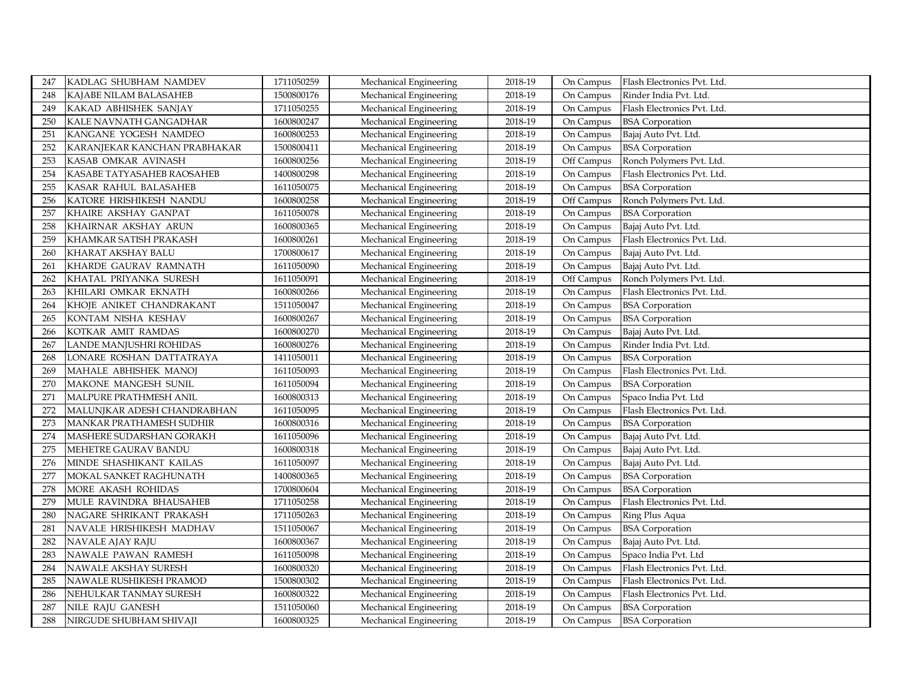| 247 | KADLAG SHUBHAM NAMDEV | 1711050259 | Mechanical Engineering | 2018-19 | On Campus | Flash Electronics Pvt. Ltd. |
|---|---|---|---|---|---|---|
| 248 | KAJABE NILAM BALASAHEB | 1500800176 | Mechanical Engineering | 2018-19 | On Campus | Rinder India Pvt. Ltd. |
| 249 | KAKAD ABHISHEK SANJAY | 1711050255 | Mechanical Engineering | 2018-19 | On Campus | Flash Electronics Pvt. Ltd. |
| 250 | KALE NAVNATH GANGADHAR | 1600800247 | Mechanical Engineering | 2018-19 | On Campus | BSA Corporation |
| 251 | KANGANE YOGESH NAMDEO | 1600800253 | Mechanical Engineering | 2018-19 | On Campus | Bajaj Auto Pvt. Ltd. |
| 252 | KARANJEKAR KANCHAN PRABHAKAR | 1500800411 | Mechanical Engineering | 2018-19 | On Campus | BSA Corporation |
| 253 | KASAB OMKAR AVINASH | 1600800256 | Mechanical Engineering | 2018-19 | Off Campus | Ronch Polymers Pvt. Ltd. |
| 254 | KASABE TATYASAHEB RAOSAHEB | 1400800298 | Mechanical Engineering | 2018-19 | On Campus | Flash Electronics Pvt. Ltd. |
| 255 | KASAR RAHUL BALASAHEB | 1611050075 | Mechanical Engineering | 2018-19 | On Campus | BSA Corporation |
| 256 | KATORE HRISHIKESH NANDU | 1600800258 | Mechanical Engineering | 2018-19 | Off Campus | Ronch Polymers Pvt. Ltd. |
| 257 | KHAIRE AKSHAY GANPAT | 1611050078 | Mechanical Engineering | 2018-19 | On Campus | BSA Corporation |
| 258 | KHAIRNAR AKSHAY ARUN | 1600800365 | Mechanical Engineering | 2018-19 | On Campus | Bajaj Auto Pvt. Ltd. |
| 259 | KHAMKAR SATISH PRAKASH | 1600800261 | Mechanical Engineering | 2018-19 | On Campus | Flash Electronics Pvt. Ltd. |
| 260 | KHARAT AKSHAY BALU | 1700800617 | Mechanical Engineering | 2018-19 | On Campus | Bajaj Auto Pvt. Ltd. |
| 261 | KHARDE GAURAV RAMNATH | 1611050090 | Mechanical Engineering | 2018-19 | On Campus | Bajaj Auto Pvt. Ltd. |
| 262 | KHATAL PRIYANKA SURESH | 1611050091 | Mechanical Engineering | 2018-19 | Off Campus | Ronch Polymers Pvt. Ltd. |
| 263 | KHILARI OMKAR EKNATH | 1600800266 | Mechanical Engineering | 2018-19 | On Campus | Flash Electronics Pvt. Ltd. |
| 264 | KHOJE ANIKET CHANDRAKANT | 1511050047 | Mechanical Engineering | 2018-19 | On Campus | BSA Corporation |
| 265 | KONTAM NISHA KESHAV | 1600800267 | Mechanical Engineering | 2018-19 | On Campus | BSA Corporation |
| 266 | KOTKAR AMIT RAMDAS | 1600800270 | Mechanical Engineering | 2018-19 | On Campus | Bajaj Auto Pvt. Ltd. |
| 267 | LANDE MANJUSHRI ROHIDAS | 1600800276 | Mechanical Engineering | 2018-19 | On Campus | Rinder India Pvt. Ltd. |
| 268 | LONARE ROSHAN DATTATRAYA | 1411050011 | Mechanical Engineering | 2018-19 | On Campus | BSA Corporation |
| 269 | MAHALE ABHISHEK MANOJ | 1611050093 | Mechanical Engineering | 2018-19 | On Campus | Flash Electronics Pvt. Ltd. |
| 270 | MAKONE MANGESH SUNIL | 1611050094 | Mechanical Engineering | 2018-19 | On Campus | BSA Corporation |
| 271 | MALPURE PRATHMESH ANIL | 1600800313 | Mechanical Engineering | 2018-19 | On Campus | Spaco India Pvt. Ltd |
| 272 | MALUNJKAR ADESH CHANDRABHAN | 1611050095 | Mechanical Engineering | 2018-19 | On Campus | Flash Electronics Pvt. Ltd. |
| 273 | MANKAR PRATHAMESH SUDHIR | 1600800316 | Mechanical Engineering | 2018-19 | On Campus | BSA Corporation |
| 274 | MASHERE SUDARSHAN GORAKH | 1611050096 | Mechanical Engineering | 2018-19 | On Campus | Bajaj Auto Pvt. Ltd. |
| 275 | MEHETRE GAURAV BANDU | 1600800318 | Mechanical Engineering | 2018-19 | On Campus | Bajaj Auto Pvt. Ltd. |
| 276 | MINDE SHASHIKANT KAILAS | 1611050097 | Mechanical Engineering | 2018-19 | On Campus | Bajaj Auto Pvt. Ltd. |
| 277 | MOKAL SANKET RAGHUNATH | 1400800365 | Mechanical Engineering | 2018-19 | On Campus | BSA Corporation |
| 278 | MORE AKASH ROHIDAS | 1700800604 | Mechanical Engineering | 2018-19 | On Campus | BSA Corporation |
| 279 | MULE RAVINDRA BHAUSAHEB | 1711050258 | Mechanical Engineering | 2018-19 | On Campus | Flash Electronics Pvt. Ltd. |
| 280 | NAGARE SHRIKANT PRAKASH | 1711050263 | Mechanical Engineering | 2018-19 | On Campus | Ring Plus Aqua |
| 281 | NAVALE HRISHIKESH MADHAV | 1511050067 | Mechanical Engineering | 2018-19 | On Campus | BSA Corporation |
| 282 | NAVALE AJAY RAJU | 1600800367 | Mechanical Engineering | 2018-19 | On Campus | Bajaj Auto Pvt. Ltd. |
| 283 | NAWALE PAWAN RAMESH | 1611050098 | Mechanical Engineering | 2018-19 | On Campus | Spaco India Pvt. Ltd |
| 284 | NAWALE AKSHAY SURESH | 1600800320 | Mechanical Engineering | 2018-19 | On Campus | Flash Electronics Pvt. Ltd. |
| 285 | NAWALE RUSHIKESH PRAMOD | 1500800302 | Mechanical Engineering | 2018-19 | On Campus | Flash Electronics Pvt. Ltd. |
| 286 | NEHULKAR TANMAY SURESH | 1600800322 | Mechanical Engineering | 2018-19 | On Campus | Flash Electronics Pvt. Ltd. |
| 287 | NILE RAJU GANESH | 1511050060 | Mechanical Engineering | 2018-19 | On Campus | BSA Corporation |
| 288 | NIRGUDE SHUBHAM SHIVAJI | 1600800325 | Mechanical Engineering | 2018-19 | On Campus | BSA Corporation |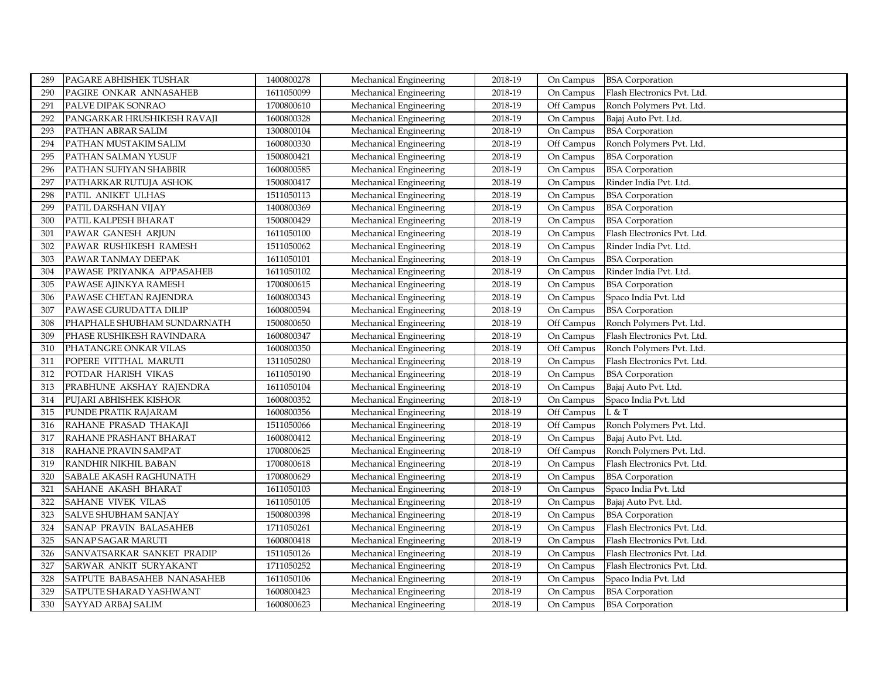| 289 | PAGARE ABHISHEK TUSHAR | 1400800278 | Mechanical Engineering | 2018-19 | On Campus | BSA Corporation |
|---|---|---|---|---|---|---|
| 290 | PAGIRE ONKAR ANNASAHEB | 1611050099 | Mechanical Engineering | 2018-19 | On Campus | Flash Electronics Pvt. Ltd. |
| 291 | PALVE DIPAK SONRAO | 1700800610 | Mechanical Engineering | 2018-19 | Off Campus | Ronch Polymers Pvt. Ltd. |
| 292 | PANGARKAR HRUSHIKESH RAVAJI | 1600800328 | Mechanical Engineering | 2018-19 | On Campus | Bajaj Auto Pvt. Ltd. |
| 293 | PATHAN ABRAR SALIM | 1300800104 | Mechanical Engineering | 2018-19 | On Campus | BSA Corporation |
| 294 | PATHAN MUSTAKIM SALIM | 1600800330 | Mechanical Engineering | 2018-19 | Off Campus | Ronch Polymers Pvt. Ltd. |
| 295 | PATHAN SALMAN YUSUF | 1500800421 | Mechanical Engineering | 2018-19 | On Campus | BSA Corporation |
| 296 | PATHAN SUFIYAN SHABBIR | 1600800585 | Mechanical Engineering | 2018-19 | On Campus | BSA Corporation |
| 297 | PATHARKAR RUTUJA ASHOK | 1500800417 | Mechanical Engineering | 2018-19 | On Campus | Rinder India Pvt. Ltd. |
| 298 | PATIL ANIKET ULHAS | 1511050113 | Mechanical Engineering | 2018-19 | On Campus | BSA Corporation |
| 299 | PATIL DARSHAN VIJAY | 1400800369 | Mechanical Engineering | 2018-19 | On Campus | BSA Corporation |
| 300 | PATIL KALPESH BHARAT | 1500800429 | Mechanical Engineering | 2018-19 | On Campus | BSA Corporation |
| 301 | PAWAR GANESH ARJUN | 1611050100 | Mechanical Engineering | 2018-19 | On Campus | Flash Electronics Pvt. Ltd. |
| 302 | PAWAR RUSHIKESH RAMESH | 1511050062 | Mechanical Engineering | 2018-19 | On Campus | Rinder India Pvt. Ltd. |
| 303 | PAWAR TANMAY DEEPAK | 1611050101 | Mechanical Engineering | 2018-19 | On Campus | BSA Corporation |
| 304 | PAWASE PRIYANKA APPASAHEB | 1611050102 | Mechanical Engineering | 2018-19 | On Campus | Rinder India Pvt. Ltd. |
| 305 | PAWASE AJINKYA RAMESH | 1700800615 | Mechanical Engineering | 2018-19 | On Campus | BSA Corporation |
| 306 | PAWASE CHETAN RAJENDRA | 1600800343 | Mechanical Engineering | 2018-19 | On Campus | Spaco India Pvt. Ltd |
| 307 | PAWASE GURUDATTA DILIP | 1600800594 | Mechanical Engineering | 2018-19 | On Campus | BSA Corporation |
| 308 | PHAPHALE SHUBHAM SUNDARNATH | 1500800650 | Mechanical Engineering | 2018-19 | Off Campus | Ronch Polymers Pvt. Ltd. |
| 309 | PHASE RUSHIKESH RAVINDARA | 1600800347 | Mechanical Engineering | 2018-19 | On Campus | Flash Electronics Pvt. Ltd. |
| 310 | PHATANGRE ONKAR VILAS | 1600800350 | Mechanical Engineering | 2018-19 | Off Campus | Ronch Polymers Pvt. Ltd. |
| 311 | POPERE VITTHAL MARUTI | 1311050280 | Mechanical Engineering | 2018-19 | On Campus | Flash Electronics Pvt. Ltd. |
| 312 | POTDAR HARISH VIKAS | 1611050190 | Mechanical Engineering | 2018-19 | On Campus | BSA Corporation |
| 313 | PRABHUNE AKSHAY RAJENDRA | 1611050104 | Mechanical Engineering | 2018-19 | On Campus | Bajaj Auto Pvt. Ltd. |
| 314 | PUJARI ABHISHEK KISHOR | 1600800352 | Mechanical Engineering | 2018-19 | On Campus | Spaco India Pvt. Ltd |
| 315 | PUNDE PRATIK RAJARAM | 1600800356 | Mechanical Engineering | 2018-19 | Off Campus | L & T |
| 316 | RAHANE PRASAD THAKAJI | 1511050066 | Mechanical Engineering | 2018-19 | Off Campus | Ronch Polymers Pvt. Ltd. |
| 317 | RAHANE PRASHANT BHARAT | 1600800412 | Mechanical Engineering | 2018-19 | On Campus | Bajaj Auto Pvt. Ltd. |
| 318 | RAHANE PRAVIN SAMPAT | 1700800625 | Mechanical Engineering | 2018-19 | Off Campus | Ronch Polymers Pvt. Ltd. |
| 319 | RANDHIR NIKHIL BABAN | 1700800618 | Mechanical Engineering | 2018-19 | On Campus | Flash Electronics Pvt. Ltd. |
| 320 | SABALE AKASH RAGHUNATH | 1700800629 | Mechanical Engineering | 2018-19 | On Campus | BSA Corporation |
| 321 | SAHANE AKASH BHARAT | 1611050103 | Mechanical Engineering | 2018-19 | On Campus | Spaco India Pvt. Ltd |
| 322 | SAHANE VIVEK VILAS | 1611050105 | Mechanical Engineering | 2018-19 | On Campus | Bajaj Auto Pvt. Ltd. |
| 323 | SALVE SHUBHAM SANJAY | 1500800398 | Mechanical Engineering | 2018-19 | On Campus | BSA Corporation |
| 324 | SANAP PRAVIN BALASAHEB | 1711050261 | Mechanical Engineering | 2018-19 | On Campus | Flash Electronics Pvt. Ltd. |
| 325 | SANAP SAGAR MARUTI | 1600800418 | Mechanical Engineering | 2018-19 | On Campus | Flash Electronics Pvt. Ltd. |
| 326 | SANVATSARKAR SANKET PRADIP | 1511050126 | Mechanical Engineering | 2018-19 | On Campus | Flash Electronics Pvt. Ltd. |
| 327 | SARWAR ANKIT SURYAKANT | 1711050252 | Mechanical Engineering | 2018-19 | On Campus | Flash Electronics Pvt. Ltd. |
| 328 | SATPUTE BABASAHEB NANASAHEB | 1611050106 | Mechanical Engineering | 2018-19 | On Campus | Spaco India Pvt. Ltd |
| 329 | SATPUTE SHARAD YASHWANT | 1600800423 | Mechanical Engineering | 2018-19 | On Campus | BSA Corporation |
| 330 | SAYYAD ARBAJ SALIM | 1600800623 | Mechanical Engineering | 2018-19 | On Campus | BSA Corporation |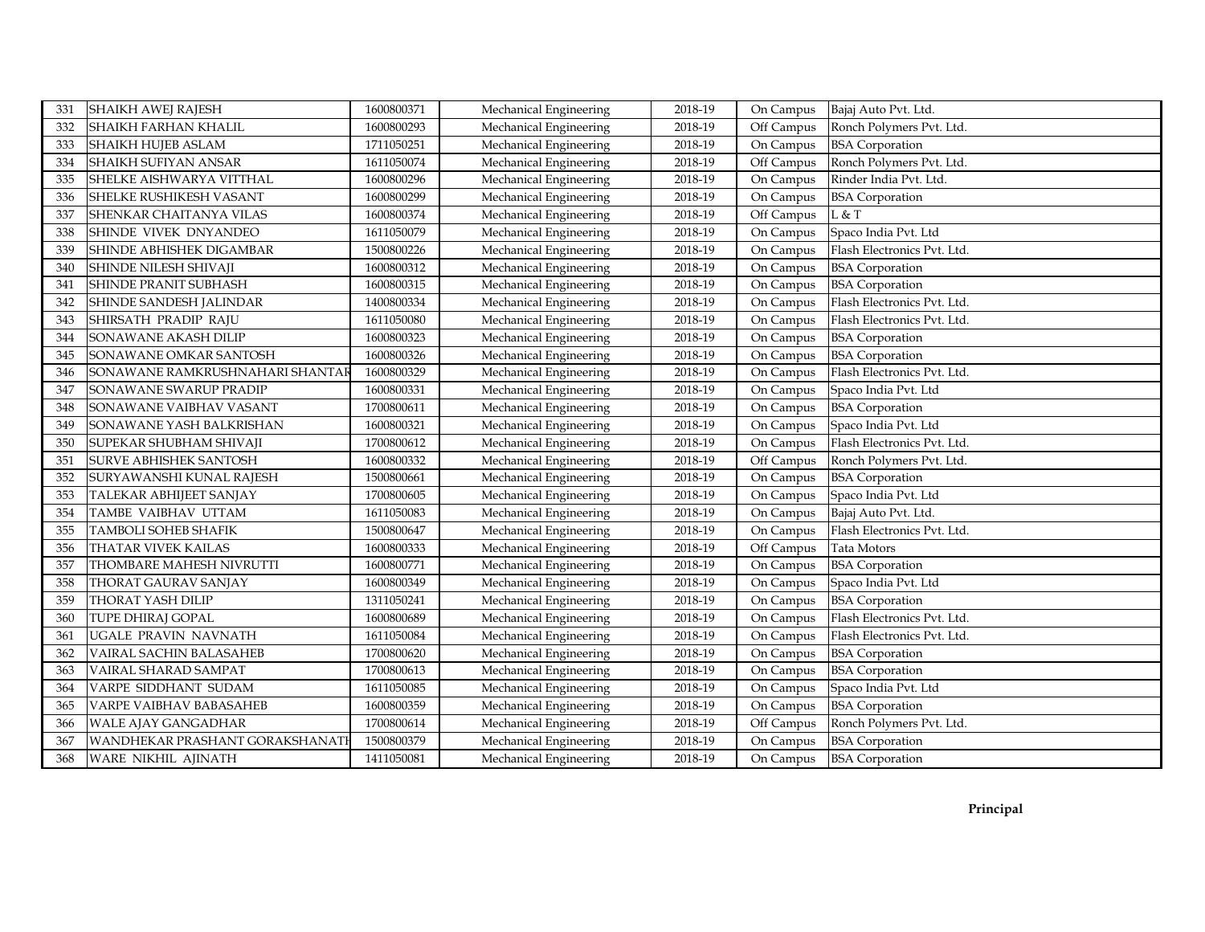| | | | | | | |
|---|---|---|---|---|---|---|
| 331 | SHAIKH AWEJ RAJESH | 1600800371 | Mechanical Engineering | 2018-19 | On Campus | Bajaj Auto Pvt. Ltd. |
| 332 | SHAIKH FARHAN KHALIL | 1600800293 | Mechanical Engineering | 2018-19 | Off Campus | Ronch Polymers Pvt. Ltd. |
| 333 | SHAIKH HUJEB ASLAM | 1711050251 | Mechanical Engineering | 2018-19 | On Campus | BSA Corporation |
| 334 | SHAIKH SUFIYAN ANSAR | 1611050074 | Mechanical Engineering | 2018-19 | Off Campus | Ronch Polymers Pvt. Ltd. |
| 335 | SHELKE AISHWARYA VITTHAL | 1600800296 | Mechanical Engineering | 2018-19 | On Campus | Rinder India Pvt. Ltd. |
| 336 | SHELKE RUSHIKESH VASANT | 1600800299 | Mechanical Engineering | 2018-19 | On Campus | BSA Corporation |
| 337 | SHENKAR CHAITANYA VILAS | 1600800374 | Mechanical Engineering | 2018-19 | Off Campus | L & T |
| 338 | SHINDE VIVEK DNYANDEO | 1611050079 | Mechanical Engineering | 2018-19 | On Campus | Spaco India Pvt. Ltd |
| 339 | SHINDE ABHISHEK DIGAMBAR | 1500800226 | Mechanical Engineering | 2018-19 | On Campus | Flash Electronics Pvt. Ltd. |
| 340 | SHINDE NILESH SHIVAJI | 1600800312 | Mechanical Engineering | 2018-19 | On Campus | BSA Corporation |
| 341 | SHINDE PRANIT SUBHASH | 1600800315 | Mechanical Engineering | 2018-19 | On Campus | BSA Corporation |
| 342 | SHINDE SANDESH JALINDAR | 1400800334 | Mechanical Engineering | 2018-19 | On Campus | Flash Electronics Pvt. Ltd. |
| 343 | SHIRSATH PRADIP RAJU | 1611050080 | Mechanical Engineering | 2018-19 | On Campus | Flash Electronics Pvt. Ltd. |
| 344 | SONAWANE AKASH DILIP | 1600800323 | Mechanical Engineering | 2018-19 | On Campus | BSA Corporation |
| 345 | SONAWANE OMKAR SANTOSH | 1600800326 | Mechanical Engineering | 2018-19 | On Campus | BSA Corporation |
| 346 | SONAWANE RAMKRUSHNAHARI SHANTAR | 1600800329 | Mechanical Engineering | 2018-19 | On Campus | Flash Electronics Pvt. Ltd. |
| 347 | SONAWANE SWARUP PRADIP | 1600800331 | Mechanical Engineering | 2018-19 | On Campus | Spaco India Pvt. Ltd |
| 348 | SONAWANE VAIBHAV VASANT | 1700800611 | Mechanical Engineering | 2018-19 | On Campus | BSA Corporation |
| 349 | SONAWANE YASH BALKRISHAN | 1600800321 | Mechanical Engineering | 2018-19 | On Campus | Spaco India Pvt. Ltd |
| 350 | SUPEKAR SHUBHAM SHIVAJI | 1700800612 | Mechanical Engineering | 2018-19 | On Campus | Flash Electronics Pvt. Ltd. |
| 351 | SURVE ABHISHEK SANTOSH | 1600800332 | Mechanical Engineering | 2018-19 | Off Campus | Ronch Polymers Pvt. Ltd. |
| 352 | SURYAWANSHI KUNAL RAJESH | 1500800661 | Mechanical Engineering | 2018-19 | On Campus | BSA Corporation |
| 353 | TALEKAR ABHIJEET SANJAY | 1700800605 | Mechanical Engineering | 2018-19 | On Campus | Spaco India Pvt. Ltd |
| 354 | TAMBE VAIBHAV UTTAM | 1611050083 | Mechanical Engineering | 2018-19 | On Campus | Bajaj Auto Pvt. Ltd. |
| 355 | TAMBOLI SOHEB SHAFIK | 1500800647 | Mechanical Engineering | 2018-19 | On Campus | Flash Electronics Pvt. Ltd. |
| 356 | THATAR VIVEK KAILAS | 1600800333 | Mechanical Engineering | 2018-19 | Off Campus | Tata Motors |
| 357 | THOMBARE MAHESH NIVRUTTI | 1600800771 | Mechanical Engineering | 2018-19 | On Campus | BSA Corporation |
| 358 | THORAT GAURAV SANJAY | 1600800349 | Mechanical Engineering | 2018-19 | On Campus | Spaco India Pvt. Ltd |
| 359 | THORAT YASH DILIP | 1311050241 | Mechanical Engineering | 2018-19 | On Campus | BSA Corporation |
| 360 | TUPE DHIRAJ GOPAL | 1600800689 | Mechanical Engineering | 2018-19 | On Campus | Flash Electronics Pvt. Ltd. |
| 361 | UGALE PRAVIN NAVNATH | 1611050084 | Mechanical Engineering | 2018-19 | On Campus | Flash Electronics Pvt. Ltd. |
| 362 | VAIRAL SACHIN BALASAHEB | 1700800620 | Mechanical Engineering | 2018-19 | On Campus | BSA Corporation |
| 363 | VAIRAL SHARAD SAMPAT | 1700800613 | Mechanical Engineering | 2018-19 | On Campus | BSA Corporation |
| 364 | VARPE SIDDHANT SUDAM | 1611050085 | Mechanical Engineering | 2018-19 | On Campus | Spaco India Pvt. Ltd |
| 365 | VARPE VAIBHAV BABASAHEB | 1600800359 | Mechanical Engineering | 2018-19 | On Campus | BSA Corporation |
| 366 | WALE AJAY GANGADHAR | 1700800614 | Mechanical Engineering | 2018-19 | Off Campus | Ronch Polymers Pvt. Ltd. |
| 367 | WANDHEKAR PRASHANT GORAKSHANATH | 1500800379 | Mechanical Engineering | 2018-19 | On Campus | BSA Corporation |
| 368 | WARE NIKHIL AJINATH | 1411050081 | Mechanical Engineering | 2018-19 | On Campus | BSA Corporation |

**Principal**